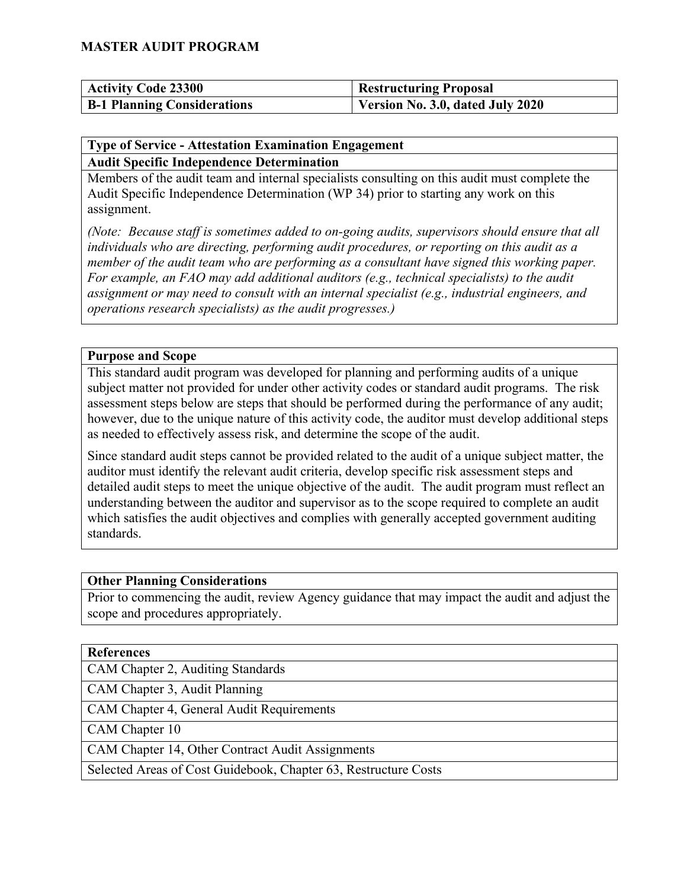# MASTER AUDIT PROGRAM

| Activity Code 23300 | Restructuring Proposal |
| --- | --- |
| **B-1 Planning Considerations** | **Version No. 3.0, dated July 2020** |

| Type of Service - Attestation Examination Engagement |
| --- |
| **Audit Specific Independence Determination** |
| Members of the audit team and internal specialists consulting on this audit must complete the Audit Specific Independence Determination (WP 34) prior to starting any work on this assignment.<br><br>*(Note: Because staff is sometimes added to on-going audits, supervisors should ensure that all individuals who are directing, performing audit procedures, or reporting on this audit as a member of the audit team who are performing as a consultant have signed this working paper. For example, an FAO may add additional auditors (e.g., technical specialists) to the audit assignment or may need to consult with an internal specialist (e.g., industrial engineers, and operations research specialists) as the audit progresses.)* |

| Purpose and Scope |
| --- |
| This standard audit program was developed for planning and performing audits of a unique subject matter not provided for under other activity codes or standard audit programs. The risk assessment steps below are steps that should be performed during the performance of any audit; however, due to the unique nature of this activity code, the auditor must develop additional steps as needed to effectively assess risk, and determine the scope of the audit.<br><br>Since standard audit steps cannot be provided related to the audit of a unique subject matter, the auditor must identify the relevant audit criteria, develop specific risk assessment steps and detailed audit steps to meet the unique objective of the audit. The audit program must reflect an understanding between the auditor and supervisor as to the scope required to complete an audit which satisfies the audit objectives and complies with generally accepted government auditing standards. |

| Other Planning Considerations |
| --- |
| Prior to commencing the audit, review Agency guidance that may impact the audit and adjust the scope and procedures appropriately. |

| References |
| --- |
| CAM Chapter 2, Auditing Standards |
| CAM Chapter 3, Audit Planning |
| CAM Chapter 4, General Audit Requirements |
| CAM Chapter 10 |
| CAM Chapter 14, Other Contract Audit Assignments |
| Selected Areas of Cost Guidebook, Chapter 63, Restructure Costs |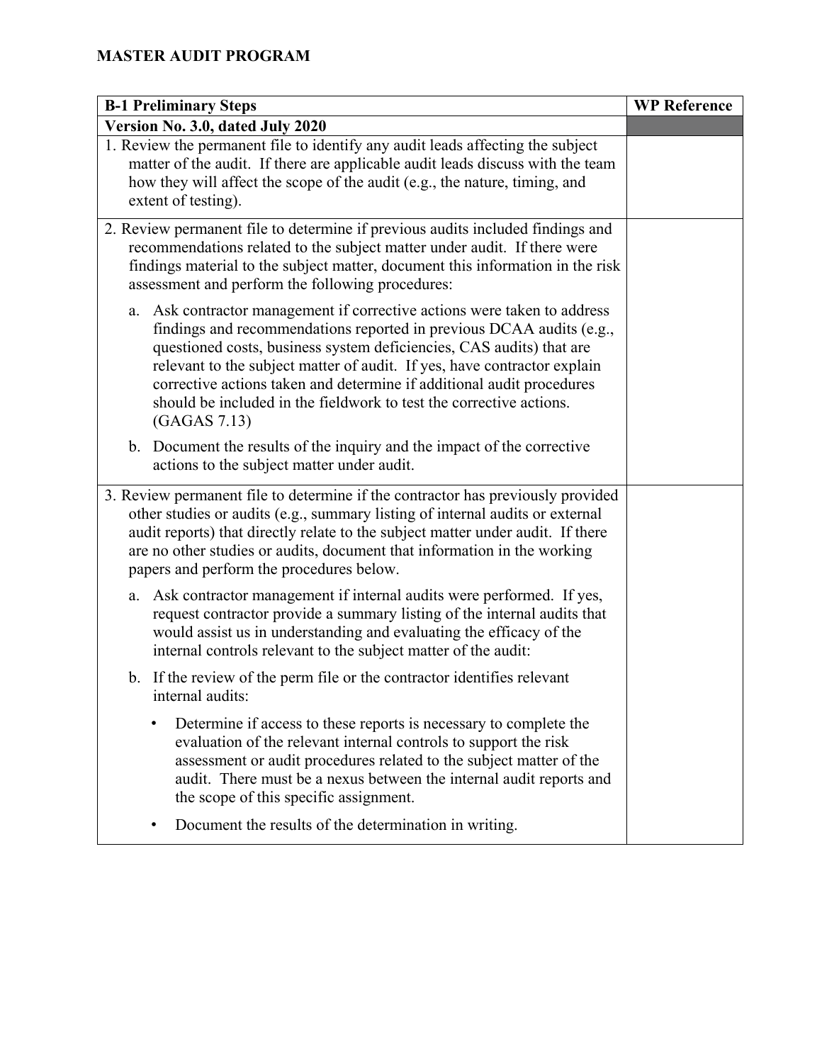**MASTER AUDIT PROGRAM**

| B-1 Preliminary Steps | WP Reference |
|---|---|
| **Version No. 3.0, dated July 2020** | |
| 1. Review the permanent file to identify any audit leads affecting the subject matter of the audit. If there are applicable audit leads discuss with the team how they will affect the scope of the audit (e.g., the nature, timing, and extent of testing). | |
| 2. Review permanent file to determine if previous audits included findings and recommendations related to the subject matter under audit. If there were findings material to the subject matter, document this information in the risk assessment and perform the following procedures:<br><br>a. Ask contractor management if corrective actions were taken to address findings and recommendations reported in previous DCAA audits (e.g., questioned costs, business system deficiencies, CAS audits) that are relevant to the subject matter of audit. If yes, have contractor explain corrective actions taken and determine if additional audit procedures should be included in the fieldwork to test the corrective actions. (GAGAS 7.13)<br><br>b. Document the results of the inquiry and the impact of the corrective actions to the subject matter under audit. | |
| 3. Review permanent file to determine if the contractor has previously provided other studies or audits (e.g., summary listing of internal audits or external audit reports) that directly relate to the subject matter under audit. If there are no other studies or audits, document that information in the working papers and perform the procedures below.<br><br>a. Ask contractor management if internal audits were performed. If yes, request contractor provide a summary listing of the internal audits that would assist us in understanding and evaluating the efficacy of the internal controls relevant to the subject matter of the audit:<br><br>b. If the review of the perm file or the contractor identifies relevant internal audits:<br><br>• Determine if access to these reports is necessary to complete the evaluation of the relevant internal controls to support the risk assessment or audit procedures related to the subject matter of the audit. There must be a nexus between the internal audit reports and the scope of this specific assignment.<br><br>• Document the results of the determination in writing. | |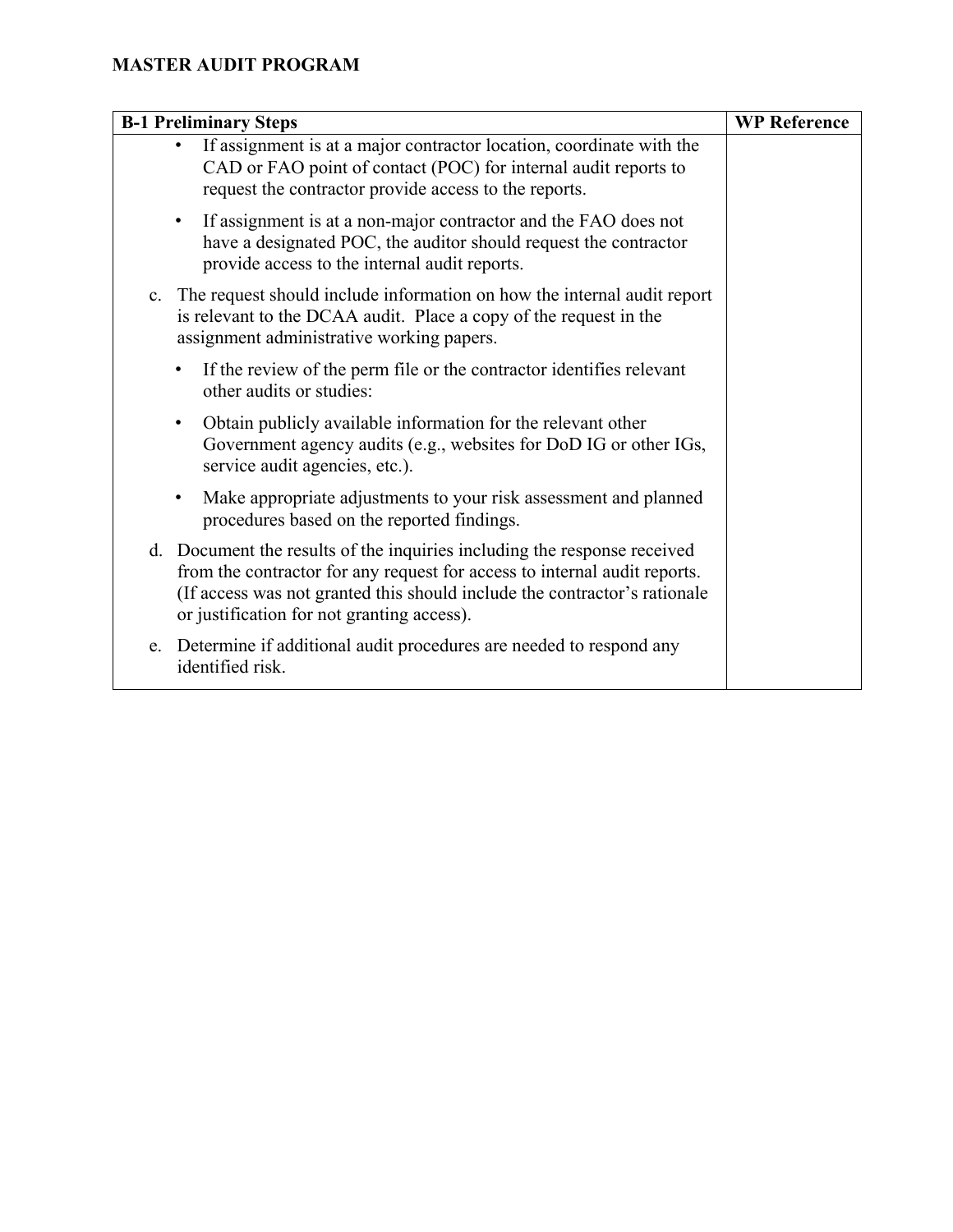**MASTER AUDIT PROGRAM**

| B-1 Preliminary Steps | WP Reference |
|---|---|
| • If assignment is at a major contractor location, coordinate with the CAD or FAO point of contact (POC) for internal audit reports to request the contractor provide access to the reports.<br><br>• If assignment is at a non-major contractor and the FAO does not have a designated POC, the auditor should request the contractor provide access to the internal audit reports.<br><br>c. The request should include information on how the internal audit report is relevant to the DCAA audit. Place a copy of the request in the assignment administrative working papers.<br><br>• If the review of the perm file or the contractor identifies relevant other audits or studies:<br><br>• Obtain publicly available information for the relevant other Government agency audits (e.g., websites for DoD IG or other IGs, service audit agencies, etc.).<br><br>• Make appropriate adjustments to your risk assessment and planned procedures based on the reported findings.<br><br>d. Document the results of the inquiries including the response received from the contractor for any request for access to internal audit reports. (If access was not granted this should include the contractor's rationale or justification for not granting access).<br><br>e. Determine if additional audit procedures are needed to respond any identified risk. | |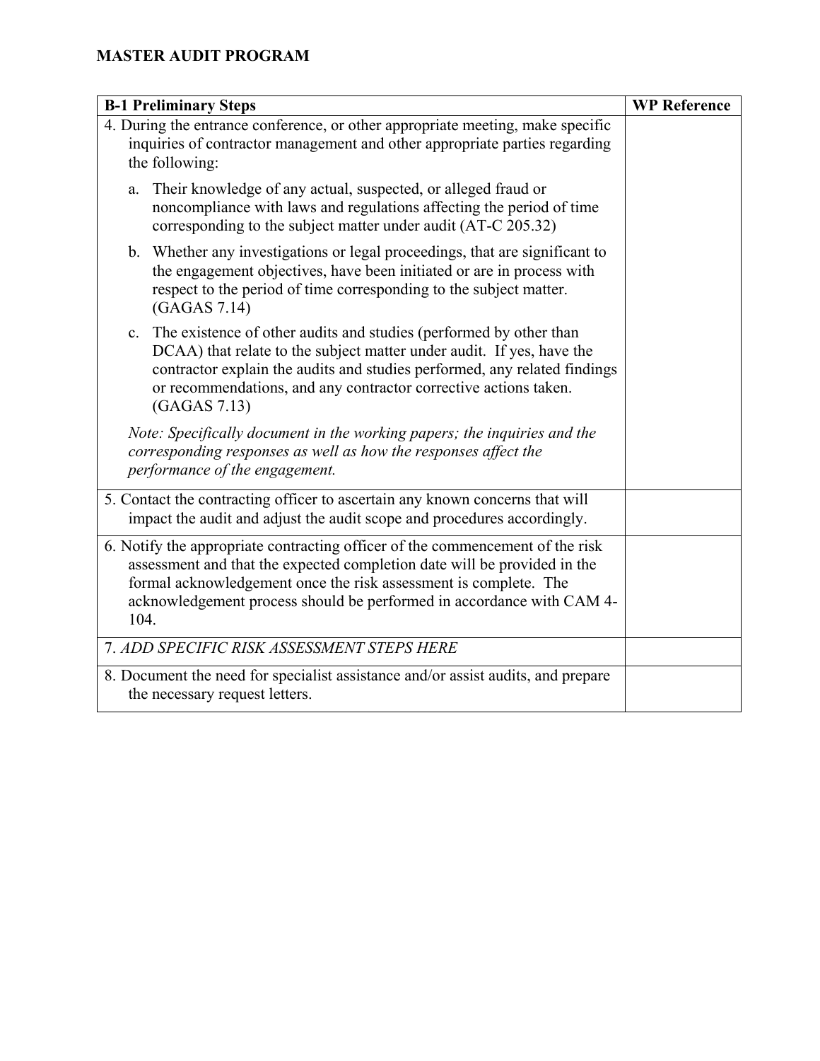**MASTER AUDIT PROGRAM**

| B-1 Preliminary Steps | WP Reference |
|---|---|
| 4. During the entrance conference, or other appropriate meeting, make specific inquiries of contractor management and other appropriate parties regarding the following:<br><br>a. Their knowledge of any actual, suspected, or alleged fraud or noncompliance with laws and regulations affecting the period of time corresponding to the subject matter under audit (AT-C 205.32)<br><br>b. Whether any investigations or legal proceedings, that are significant to the engagement objectives, have been initiated or are in process with respect to the period of time corresponding to the subject matter. (GAGAS 7.14)<br><br>c. The existence of other audits and studies (performed by other than DCAA) that relate to the subject matter under audit. If yes, have the contractor explain the audits and studies performed, any related findings or recommendations, and any contractor corrective actions taken. (GAGAS 7.13)<br><br>*Note: Specifically document in the working papers; the inquiries and the corresponding responses as well as how the responses affect the performance of the engagement.* | |
| 5. Contact the contracting officer to ascertain any known concerns that will impact the audit and adjust the audit scope and procedures accordingly. | |
| 6. Notify the appropriate contracting officer of the commencement of the risk assessment and that the expected completion date will be provided in the formal acknowledgement once the risk assessment is complete. The acknowledgement process should be performed in accordance with CAM 4-104. | |
| 7. *ADD SPECIFIC RISK ASSESSMENT STEPS HERE* | |
| 8. Document the need for specialist assistance and/or assist audits, and prepare the necessary request letters. | |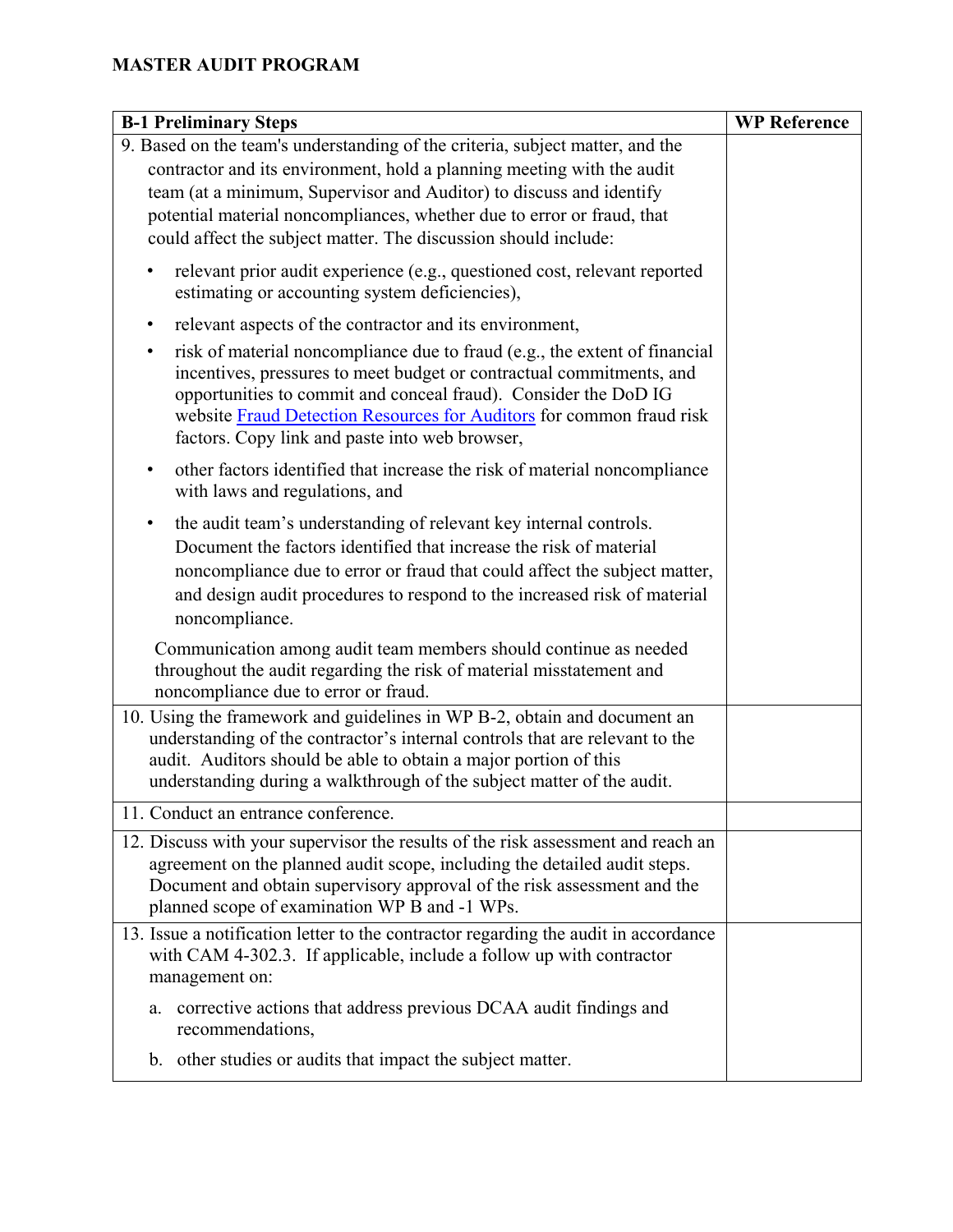# MASTER AUDIT PROGRAM

| B-1 Preliminary Steps | WP Reference |
|---|---|
| 9. Based on the team's understanding of the criteria, subject matter, and the contractor and its environment, hold a planning meeting with the audit team (at a minimum, Supervisor and Auditor) to discuss and identify potential material noncompliances, whether due to error or fraud, that could affect the subject matter. The discussion should include:<br><br>• relevant prior audit experience (e.g., questioned cost, relevant reported estimating or accounting system deficiencies),<br>• relevant aspects of the contractor and its environment,<br>• risk of material noncompliance due to fraud (e.g., the extent of financial incentives, pressures to meet budget or contractual commitments, and opportunities to commit and conceal fraud). Consider the DoD IG website [Fraud Detection Resources for Auditors] for common fraud risk factors. Copy link and paste into web browser,<br>• other factors identified that increase the risk of material noncompliance with laws and regulations, and<br>• the audit team's understanding of relevant key internal controls. Document the factors identified that increase the risk of material noncompliance due to error or fraud that could affect the subject matter, and design audit procedures to respond to the increased risk of material noncompliance.<br><br>Communication among audit team members should continue as needed throughout the audit regarding the risk of material misstatement and noncompliance due to error or fraud. | |
| 10. Using the framework and guidelines in WP B-2, obtain and document an understanding of the contractor's internal controls that are relevant to the audit. Auditors should be able to obtain a major portion of this understanding during a walkthrough of the subject matter of the audit. | |
| 11. Conduct an entrance conference. | |
| 12. Discuss with your supervisor the results of the risk assessment and reach an agreement on the planned audit scope, including the detailed audit steps. Document and obtain supervisory approval of the risk assessment and the planned scope of examination WP B and -1 WPs. | |
| 13. Issue a notification letter to the contractor regarding the audit in accordance with CAM 4-302.3. If applicable, include a follow up with contractor management on:<br><br>a. corrective actions that address previous DCAA audit findings and recommendations,<br>b. other studies or audits that impact the subject matter. | |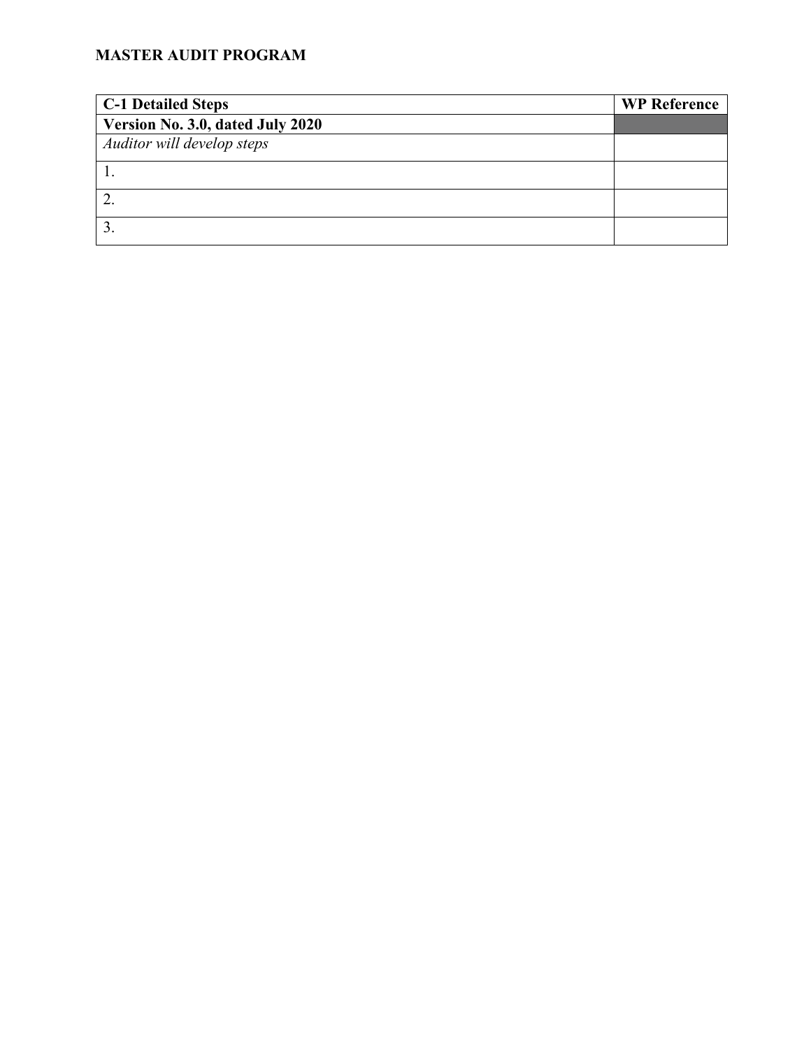**MASTER AUDIT PROGRAM**

| **C-1 Detailed Steps** | **WP Reference** |
| --- | --- |
| **Version No. 3.0, dated July 2020** | |
| *Auditor will develop steps* | |
| 1. | |
| 2. | |
| 3. | |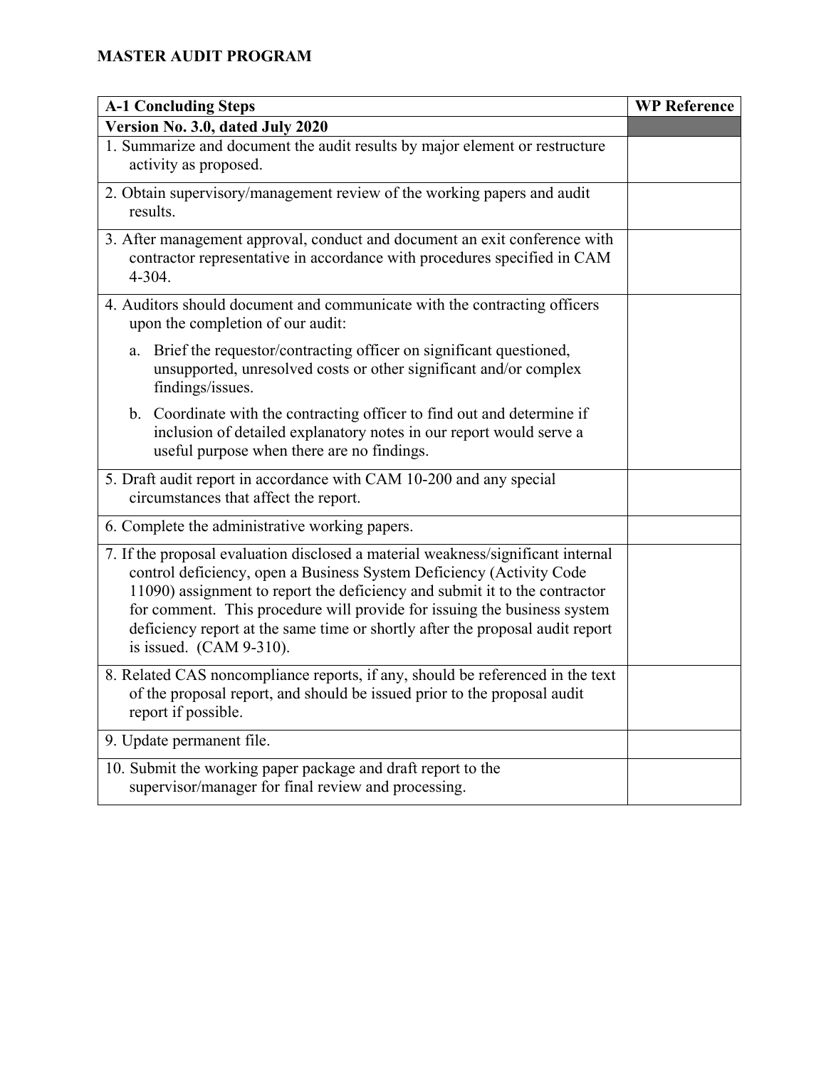**MASTER AUDIT PROGRAM**

| A-1 Concluding Steps | WP Reference |
|---|---|
| **Version No. 3.0, dated July 2020** | |
| 1. Summarize and document the audit results by major element or restructure activity as proposed. | |
| 2. Obtain supervisory/management review of the working papers and audit results. | |
| 3. After management approval, conduct and document an exit conference with contractor representative in accordance with procedures specified in CAM 4-304. | |
| 4. Auditors should document and communicate with the contracting officers upon the completion of our audit:<br>a. Brief the requestor/contracting officer on significant questioned, unsupported, unresolved costs or other significant and/or complex findings/issues.<br>b. Coordinate with the contracting officer to find out and determine if inclusion of detailed explanatory notes in our report would serve a useful purpose when there are no findings. | |
| 5. Draft audit report in accordance with CAM 10-200 and any special circumstances that affect the report. | |
| 6. Complete the administrative working papers. | |
| 7. If the proposal evaluation disclosed a material weakness/significant internal control deficiency, open a Business System Deficiency (Activity Code 11090) assignment to report the deficiency and submit it to the contractor for comment. This procedure will provide for issuing the business system deficiency report at the same time or shortly after the proposal audit report is issued. (CAM 9-310). | |
| 8. Related CAS noncompliance reports, if any, should be referenced in the text of the proposal report, and should be issued prior to the proposal audit report if possible. | |
| 9. Update permanent file. | |
| 10. Submit the working paper package and draft report to the supervisor/manager for final review and processing. | |